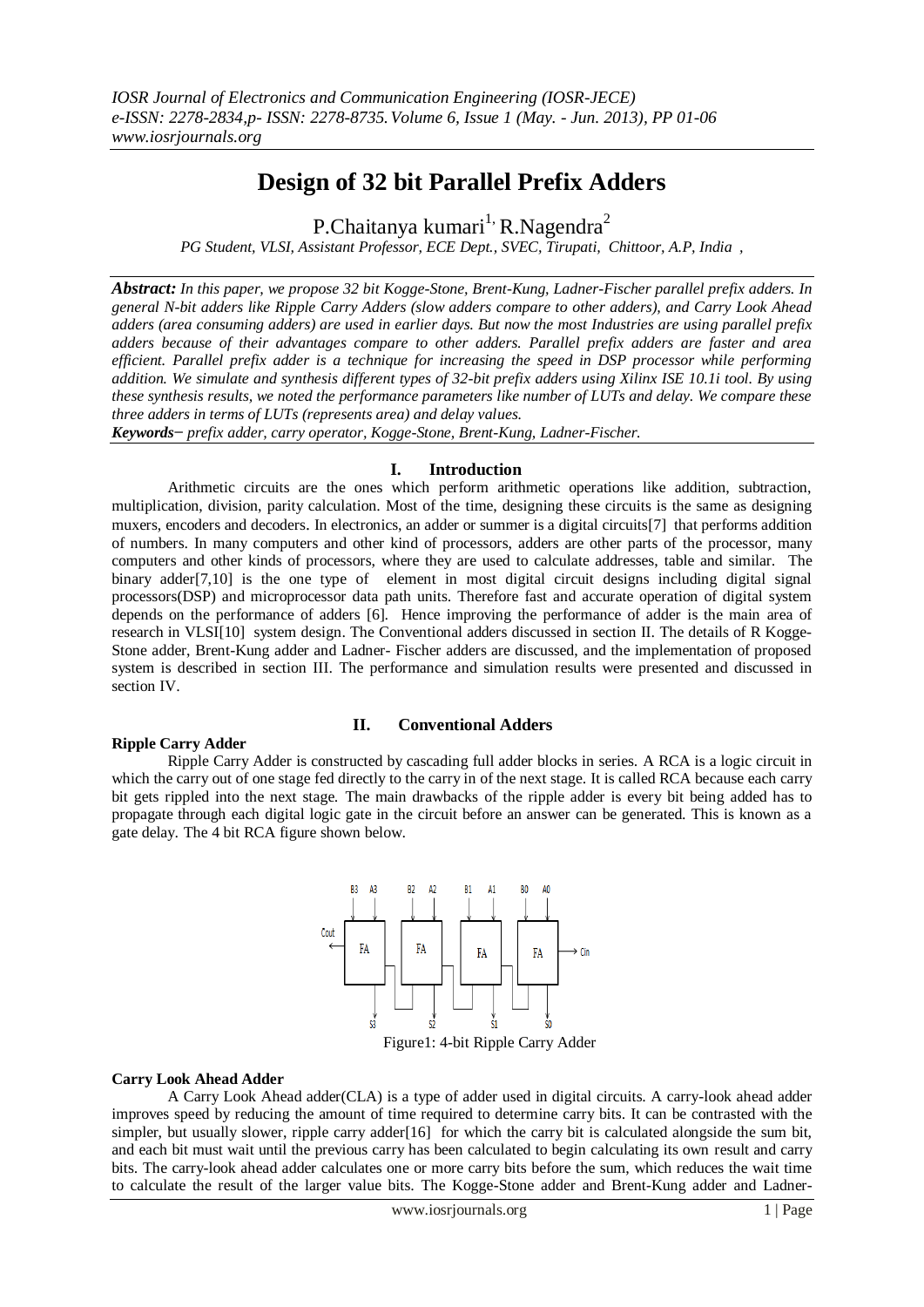# Design of 32 bit Parallel Prefix Adders

P.Chaitanya kumari[1,] R.Nagendra[2]

*PG Student, VLSI, Assistant Professor, ECE Dept., SVEC, Tirupati, Chittoor, A.P, India ,*

***Abstract:*** *In this paper, we propose 32 bit Kogge-Stone, Brent-Kung, Ladner-Fischer parallel prefix adders. In general N-bit adders like Ripple Carry Adders (slow adders compare to other adders), and Carry Look Ahead adders (area consuming adders) are used in earlier days. But now the most Industries are using parallel prefix adders because of their advantages compare to other adders. Parallel prefix adders are faster and area efficient. Parallel prefix adder is a technique for increasing the speed in DSP processor while performing addition. We simulate and synthesis different types of 32-bit prefix adders using Xilinx ISE 10.1i tool. By using these synthesis results, we noted the performance parameters like number of LUTs and delay. We compare these three adders in terms of LUTs (represents area) and delay values.*

***Keywords***− *prefix adder, carry operator, Kogge-Stone, Brent-Kung, Ladner-Fischer.*

## I. Introduction

Arithmetic circuits are the ones which perform arithmetic operations like addition, subtraction, multiplication, division, parity calculation. Most of the time, designing these circuits is the same as designing muxers, encoders and decoders. In electronics, an adder or summer is a digital circuits[7] that performs addition of numbers. In many computers and other kind of processors, adders are other parts of the processor, many computers and other kinds of processors, where they are used to calculate addresses, table and similar. The binary adder[7,10] is the one type of element in most digital circuit designs including digital signal processors(DSP) and microprocessor data path units. Therefore fast and accurate operation of digital system depends on the performance of adders [6]. Hence improving the performance of adder is the main area of research in VLSI[10] system design. The Conventional adders discussed in section II. The details of R Kogge-Stone adder, Brent-Kung adder and Ladner- Fischer adders are discussed, and the implementation of proposed system is described in section III. The performance and simulation results were presented and discussed in section IV.

## II. Conventional Adders

### Ripple Carry Adder

Ripple Carry Adder is constructed by cascading full adder blocks in series. A RCA is a logic circuit in which the carry out of one stage fed directly to the carry in of the next stage. It is called RCA because each carry bit gets rippled into the next stage. The main drawbacks of the ripple adder is every bit being added has to propagate through each digital logic gate in the circuit before an answer can be generated. This is known as a gate delay. The 4 bit RCA figure shown below.

Figure1: 4-bit Ripple Carry Adder

### Carry Look Ahead Adder

A Carry Look Ahead adder(CLA) is a type of adder used in digital circuits. A carry-look ahead adder improves speed by reducing the amount of time required to determine carry bits. It can be contrasted with the simpler, but usually slower, ripple carry adder[16] for which the carry bit is calculated alongside the sum bit, and each bit must wait until the previous carry has been calculated to begin calculating its own result and carry bits. The carry-look ahead adder calculates one or more carry bits before the sum, which reduces the wait time to calculate the result of the larger value bits. The Kogge-Stone adder and Brent-Kung adder and Ladner-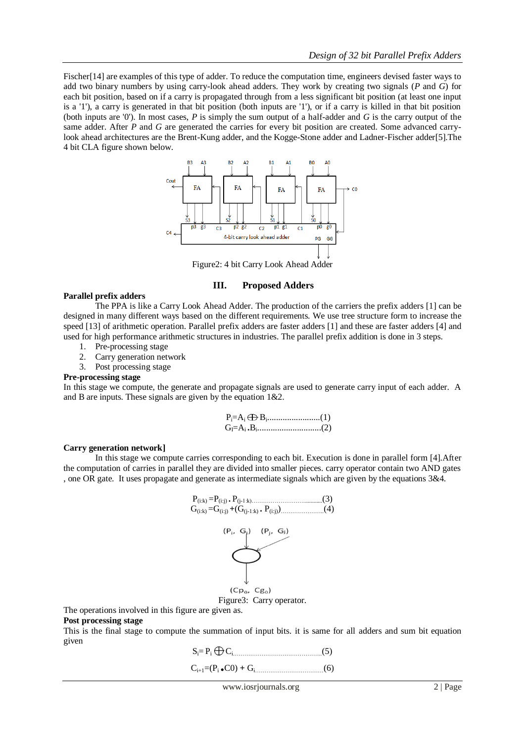Fischer[14] are examples of this type of adder. To reduce the computation time, engineers devised faster ways to add two binary numbers by using carry-look ahead adders. They work by creating two signals (*P* and *G*) for each bit position, based on if a carry is propagated through from a less significant bit position (at least one input is a '1'), a carry is generated in that bit position (both inputs are '1'), or if a carry is killed in that bit position (both inputs are '0'). In most cases, *P* is simply the sum output of a half-adder and *G* is the carry output of the same adder. After *P* and *G* are generated the carries for every bit position are created. Some advanced carry-look ahead architectures are the Brent-Kung adder, and the Kogge-Stone adder and Ladner-Fischer adder[5].The 4 bit CLA figure shown below.

Figure2: 4 bit Carry Look Ahead Adder

## III. Proposed Adders

**Parallel prefix adders**

The PPA is like a Carry Look Ahead Adder. The production of the carriers the prefix adders [1] can be designed in many different ways based on the different requirements. We use tree structure form to increase the speed [13] of arithmetic operation. Parallel prefix adders are faster adders [1] and these are faster adders [4] and used for high performance arithmetic structures in industries. The parallel prefix addition is done in 3 steps.

1. Pre-processing stage
2. Carry generation network
3. Post processing stage

**Pre-processing stage**

In this stage we compute, the generate and propagate signals are used to generate carry input of each adder. A and B are inputs. These signals are given by the equation 1&2.

$$P_i = A_i \oplus B_i \qquad (1)$$
$$G_i = A_i . B_i \qquad (2)$$

**Carry generation network]**

In this stage we compute carries corresponding to each bit. Execution is done in parallel form [4].After the computation of carries in parallel they are divided into smaller pieces. carry operator contain two AND gates , one OR gate. It uses propagate and generate as intermediate signals which are given by the equations 3&4.

$$P_{(i:k)} = P_{(i:j)} . P_{(j-1:k)} \qquad (3)$$
$$G_{(i:k)} = G_{(i:j)} + (G_{(j-1:k)} . P_{(i:j)}) \qquad (4)$$

Figure3: Carry operator.

The operations involved in this figure are given as.

**Post processing stage**

This is the final stage to compute the summation of input bits. it is same for all adders and sum bit equation given

$$S_i = P_i \oplus C_i \qquad (5)$$

$$C_{i+1} = (P_i \bullet C0) + G_i \qquad (6)$$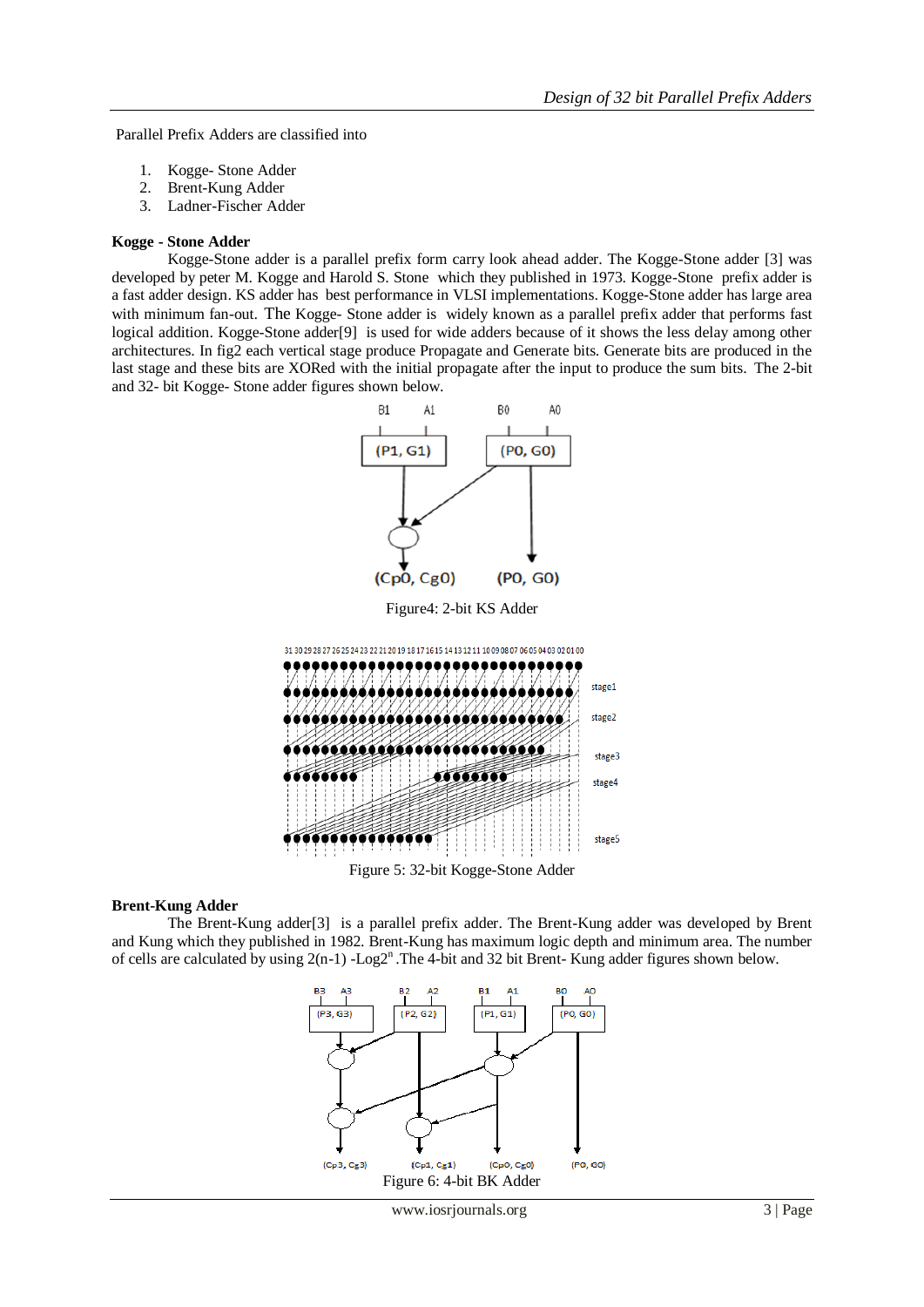Parallel Prefix Adders are classified into

1. Kogge- Stone Adder
2. Brent-Kung Adder
3. Ladner-Fischer Adder

**Kogge - Stone Adder**

Kogge-Stone adder is a parallel prefix form carry look ahead adder. The Kogge-Stone adder [3] was developed by peter M. Kogge and Harold S. Stone which they published in 1973. Kogge-Stone prefix adder is a fast adder design. KS adder has best performance in VLSI implementations. Kogge-Stone adder has large area with minimum fan-out. The Kogge- Stone adder is widely known as a parallel prefix adder that performs fast logical addition. Kogge-Stone adder[9] is used for wide adders because of it shows the less delay among other architectures. In fig2 each vertical stage produce Propagate and Generate bits. Generate bits are produced in the last stage and these bits are XORed with the initial propagate after the input to produce the sum bits. The 2-bit and 32- bit Kogge- Stone adder figures shown below.

Figure4: 2-bit KS Adder

Figure 5: 32-bit Kogge-Stone Adder

**Brent-Kung Adder**

The Brent-Kung adder[3] is a parallel prefix adder. The Brent-Kung adder was developed by Brent and Kung which they published in 1982. Brent-Kung has maximum logic depth and minimum area. The number of cells are calculated by using $2(n-1) - \text{Log}2^n$ .The 4-bit and 32 bit Brent- Kung adder figures shown below.

Figure 6: 4-bit BK Adder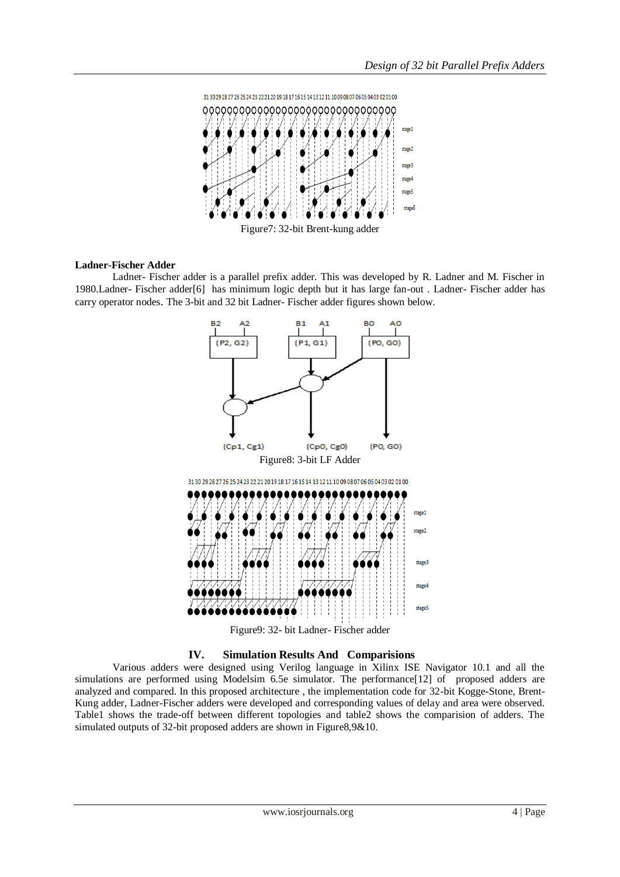Figure7: 32-bit Brent-kung adder

**Ladner-Fischer Adder**

Ladner- Fischer adder is a parallel prefix adder. This was developed by R. Ladner and M. Fischer in 1980.Ladner- Fischer adder[6] has minimum logic depth but it has large fan-out . Ladner- Fischer adder has carry operator nodes. The 3-bit and 32 bit Ladner- Fischer adder figures shown below.

Figure8: 3-bit LF Adder

Figure9: 32- bit Ladner- Fischer adder

## IV. Simulation Results And Comparisions

Various adders were designed using Verilog language in Xilinx ISE Navigator 10.1 and all the simulations are performed using Modelsim 6.5e simulator. The performance[12] of proposed adders are analyzed and compared. In this proposed architecture , the implementation code for 32-bit Kogge-Stone, Brent-Kung adder, Ladner-Fischer adders were developed and corresponding values of delay and area were observed. Table1 shows the trade-off between different topologies and table2 shows the comparision of adders. The simulated outputs of 32-bit proposed adders are shown in Figure8,9&10.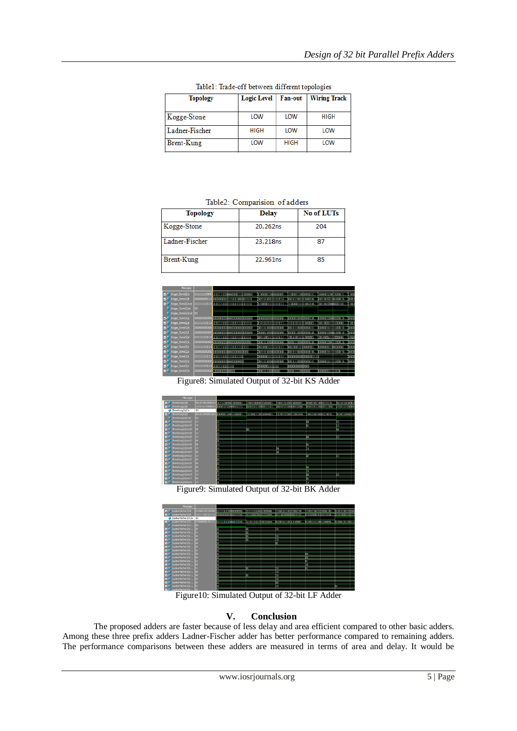Table1: Trade-off between different topologies

| Topology | Logic Level | Fan-out | Wiring Track |
|---|---|---|---|
| Kogge-Stone | LOW | LOW | HIGH |
| Ladner-Fischer | HIGH | LOW | LOW |
| Brent-Kung | LOW | HIGH | LOW |

Table2: Comparision of adders

| Topology | Delay | No of LUTs |
|---|---|---|
| Kogge-Stone | 20.262ns | 204 |
| Ladner-Fischer | 23.218ns | 87 |
| Brent-Kung | 22.961ns | 85 |

Figure8: Simulated Output of 32-bit KS Adder

Figure9: Simulated Output of 32-bit BK Adder

Figure10: Simulated Output of 32-bit LF Adder

## V. Conclusion

The proposed adders are faster because of less delay and area efficient compared to other basic adders. Among these three prefix adders Ladner-Fischer adder has better performance compared to remaining adders. The performance comparisons between these adders are measured in terms of area and delay. It would be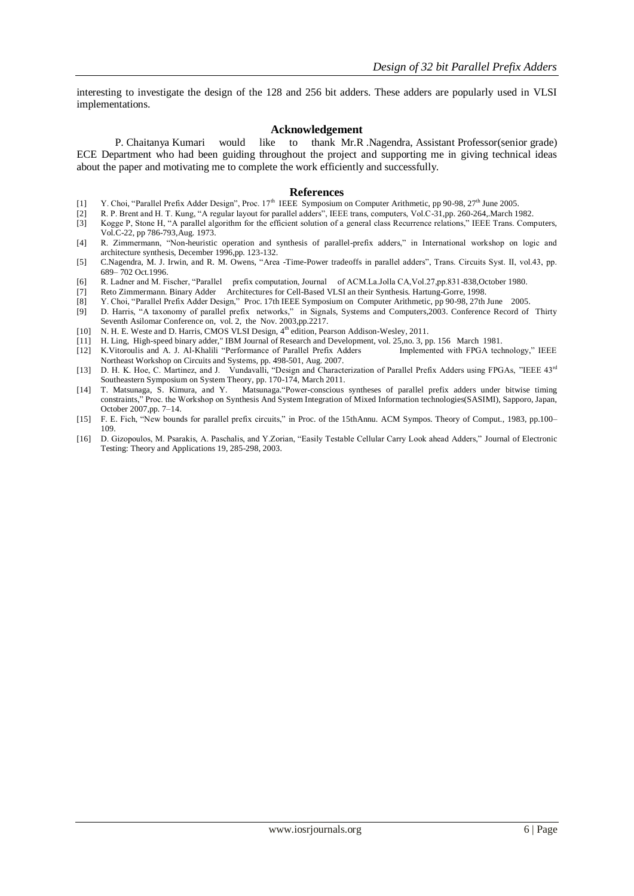interesting to investigate the design of the 128 and 256 bit adders. These adders are popularly used in VLSI implementations.

## Acknowledgement

P. Chaitanya Kumari would like to thank Mr.R .Nagendra, Assistant Professor(senior grade) ECE Department who had been guiding throughout the project and supporting me in giving technical ideas about the paper and motivating me to complete the work efficiently and successfully.

## References

- [1] Y. Choi, "Parallel Prefix Adder Design", Proc. 17th IEEE Symposium on Computer Arithmetic, pp 90-98, 27th June 2005.
- [2] R. P. Brent and H. T. Kung, "A regular layout for parallel adders", IEEE trans, computers, Vol.C-31,pp. 260-264,.March 1982.
- [3] Kogge P, Stone H, "A parallel algorithm for the efficient solution of a general class Recurrence relations," IEEE Trans. Computers, Vol.C-22, pp 786-793,Aug. 1973.
- [4] R. Zimmermann, "Non-heuristic operation and synthesis of parallel-prefix adders," in International workshop on logic and architecture synthesis, December 1996,pp. 123-132.
- [5] C.Nagendra, M. J. Irwin, and R. M. Owens, "Area -Time-Power tradeoffs in parallel adders", Trans. Circuits Syst. II, vol.43, pp. 689– 702 Oct.1996.
- [6] R. Ladner and M. Fischer, "Parallel prefix computation, Journal of ACM.La.Jolla CA,Vol.27,pp.831-838,October 1980.
- [7] Reto Zimmermann. Binary Adder Architectures for Cell-Based VLSI an their Synthesis. Hartung-Gorre, 1998.
- [8] Y. Choi, "Parallel Prefix Adder Design," Proc. 17th IEEE Symposium on Computer Arithmetic, pp 90-98, 27th June 2005.
- [9] D. Harris, "A taxonomy of parallel prefix networks," in Signals, Systems and Computers,2003. Conference Record of Thirty Seventh Asilomar Conference on, vol. 2, the Nov. 2003,pp.2217.
- [10] N. H. E. Weste and D. Harris, CMOS VLSI Design, 4th edition, Pearson Addison-Wesley, 2011.
- [11] H. Ling, High-speed binary adder," IBM Journal of Research and Development, vol. 25,no. 3, pp. 156 March 1981.
- [12] K.Vitoroulis and A. J. Al-Khalili "Performance of Parallel Prefix Adders Implemented with FPGA technology," IEEE Northeast Workshop on Circuits and Systems, pp. 498-501, Aug. 2007.
- [13] D. H. K. Hoe, C. Martinez, and J. Vundavalli, "Design and Characterization of Parallel Prefix Adders using FPGAs, "IEEE 43rd Southeastern Symposium on System Theory, pp. 170-174, March 2011.
- [14] T. Matsunaga, S. Kimura, and Y. Matsunaga."Power-conscious syntheses of parallel prefix adders under bitwise timing constraints," Proc. the Workshop on Synthesis And System Integration of Mixed Information technologies(SASIMI), Sapporo, Japan, October 2007,pp. 7–14.
- [15] F. E. Fich, "New bounds for parallel prefix circuits," in Proc. of the 15thAnnu. ACM Sympos. Theory of Comput., 1983, pp.100–109.
- [16] D. Gizopoulos, M. Psarakis, A. Paschalis, and Y.Zorian, "Easily Testable Cellular Carry Look ahead Adders," Journal of Electronic Testing: Theory and Applications 19, 285-298, 2003.